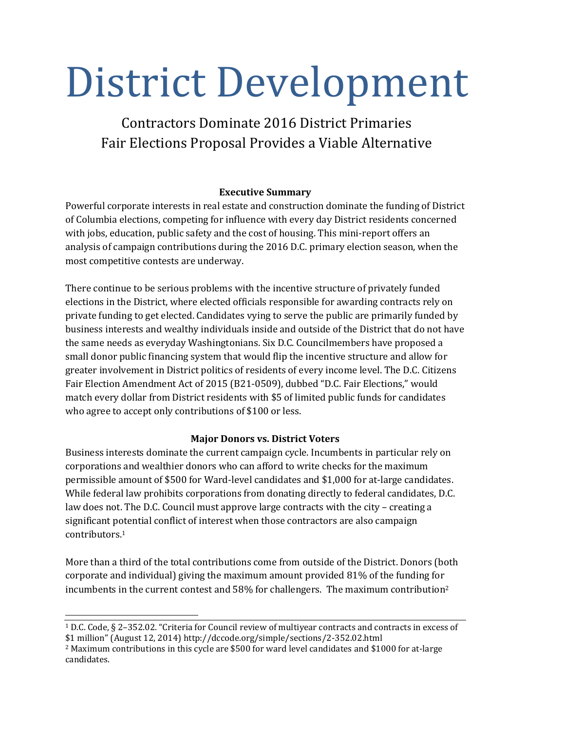# District Development

## Contractors Dominate 2016 District Primaries
## Fair Elections Proposal Provides a Viable Alternative

### Executive Summary

Powerful corporate interests in real estate and construction dominate the funding of District of Columbia elections, competing for influence with every day District residents concerned with jobs, education, public safety and the cost of housing. This mini-report offers an analysis of campaign contributions during the 2016 D.C. primary election season, when the most competitive contests are underway.

There continue to be serious problems with the incentive structure of privately funded elections in the District, where elected officials responsible for awarding contracts rely on private funding to get elected. Candidates vying to serve the public are primarily funded by business interests and wealthy individuals inside and outside of the District that do not have the same needs as everyday Washingtonians. Six D.C. Councilmembers have proposed a small donor public financing system that would flip the incentive structure and allow for greater involvement in District politics of residents of every income level. The D.C. Citizens Fair Election Amendment Act of 2015 (B21-0509), dubbed "D.C. Fair Elections," would match every dollar from District residents with $5 of limited public funds for candidates who agree to accept only contributions of $100 or less.

### Major Donors vs. District Voters

Business interests dominate the current campaign cycle. Incumbents in particular rely on corporations and wealthier donors who can afford to write checks for the maximum permissible amount of $500 for Ward-level candidates and $1,000 for at-large candidates. While federal law prohibits corporations from donating directly to federal candidates, D.C. law does not. The D.C. Council must approve large contracts with the city – creating a significant potential conflict of interest when those contractors are also campaign contributors.[1]

More than a third of the total contributions come from outside of the District. Donors (both corporate and individual) giving the maximum amount provided 81% of the funding for incumbents in the current contest and 58% for challengers. The maximum contribution[2]

---

[1] D.C. Code, § 2–352.02. "Criteria for Council review of multiyear contracts and contracts in excess of $1 million" (August 12, 2014) http://dccode.org/simple/sections/2-352.02.html

[2] Maximum contributions in this cycle are $500 for ward level candidates and $1000 for at-large candidates.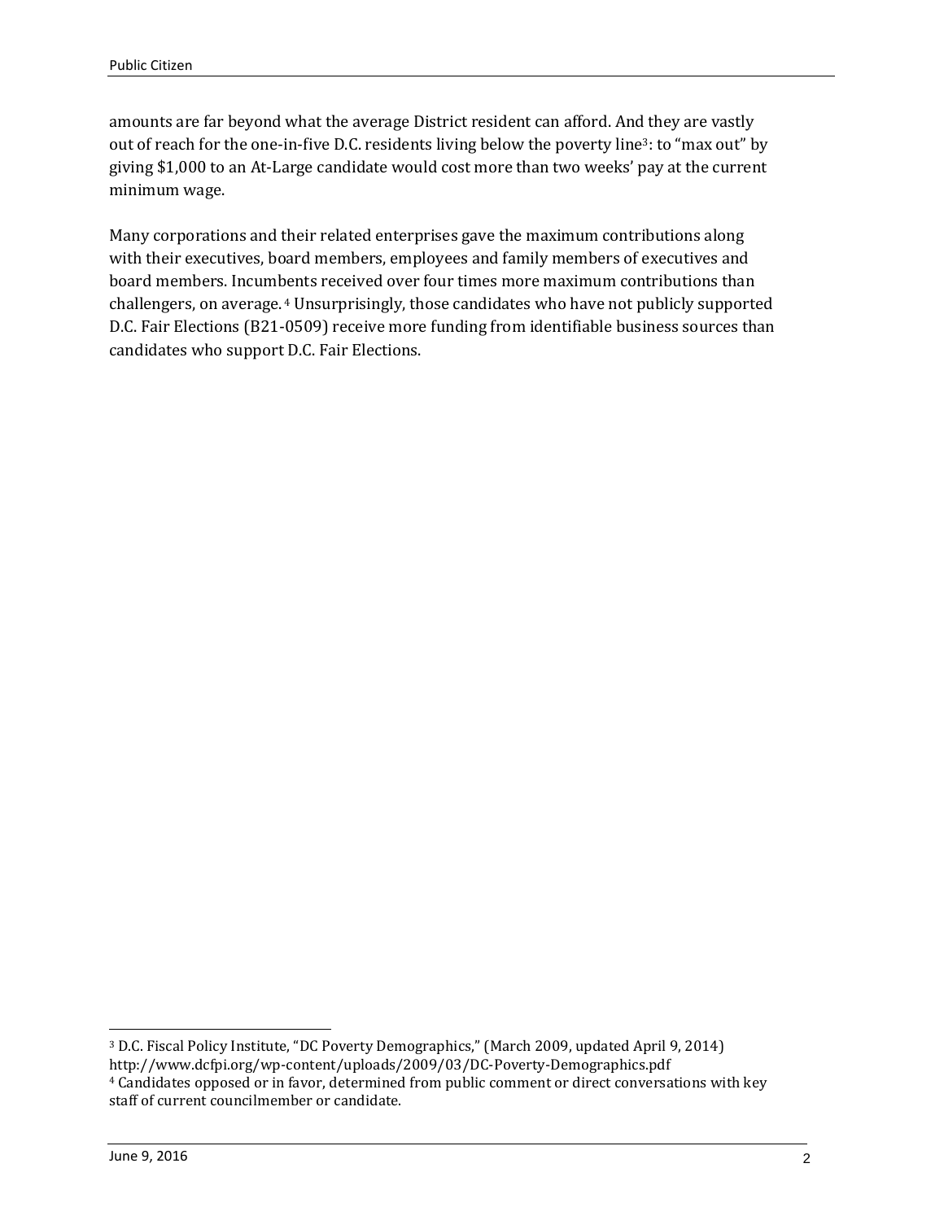amounts are far beyond what the average District resident can afford. And they are vastly out of reach for the one-in-five D.C. residents living below the poverty line[3]: to "max out" by giving $1,000 to an At-Large candidate would cost more than two weeks' pay at the current minimum wage.

Many corporations and their related enterprises gave the maximum contributions along with their executives, board members, employees and family members of executives and board members. Incumbents received over four times more maximum contributions than challengers, on average.[4] Unsurprisingly, those candidates who have not publicly supported D.C. Fair Elections (B21-0509) receive more funding from identifiable business sources than candidates who support D.C. Fair Elections.

---

[3] D.C. Fiscal Policy Institute, "DC Poverty Demographics," (March 2009, updated April 9, 2014) http://www.dcfpi.org/wp-content/uploads/2009/03/DC-Poverty-Demographics.pdf

[4] Candidates opposed or in favor, determined from public comment or direct conversations with key staff of current councilmember or candidate.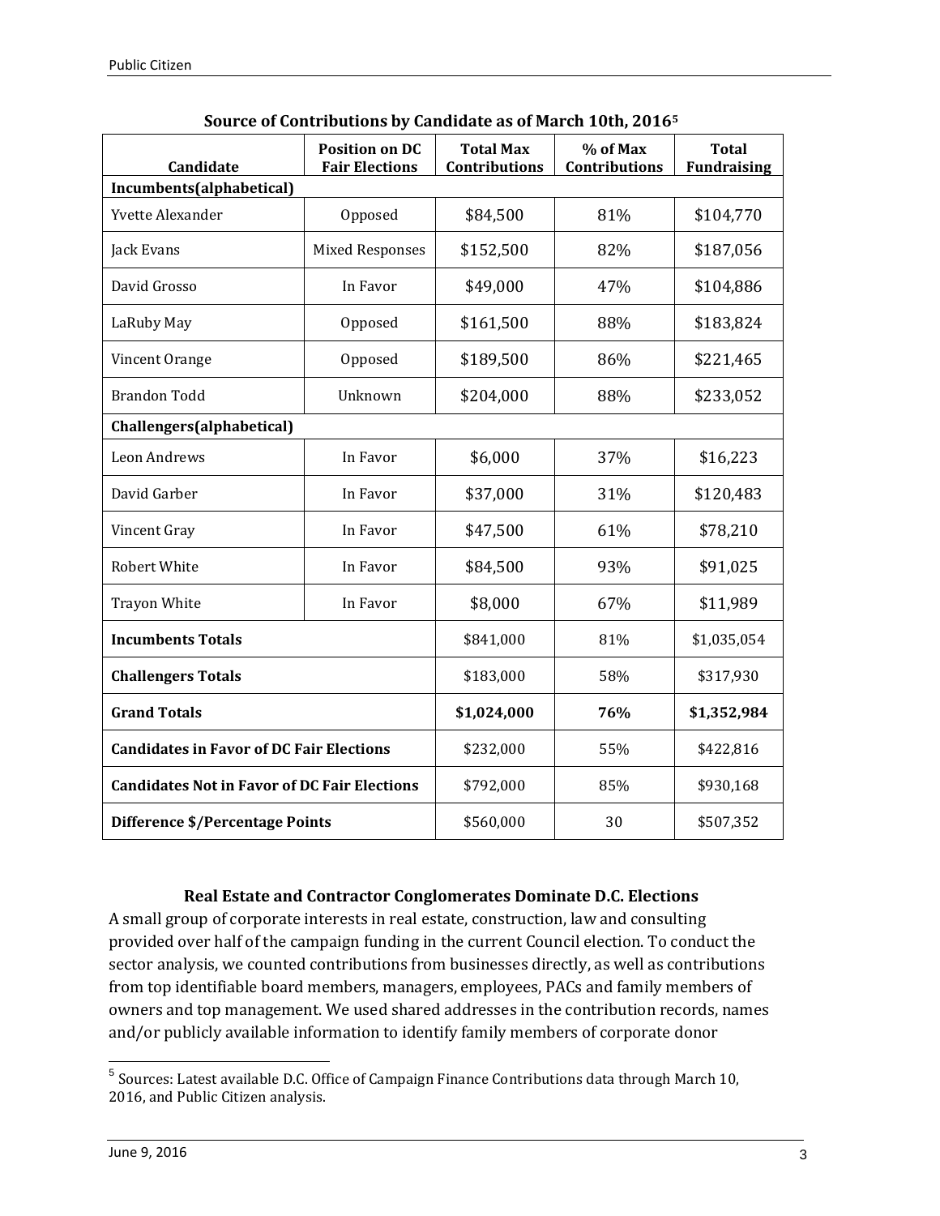**Source of Contributions by Candidate as of March 10th, 2016**[5]

| Candidate | Position on DC Fair Elections | Total Max Contributions | % of Max Contributions | Total Fundraising |
|---|---|---|---|---|
| **Incumbents(alphabetical)** | | | | |
| Yvette Alexander | Opposed | $84,500 | 81% | $104,770 |
| Jack Evans | Mixed Responses | $152,500 | 82% | $187,056 |
| David Grosso | In Favor | $49,000 | 47% | $104,886 |
| LaRuby May | Opposed | $161,500 | 88% | $183,824 |
| Vincent Orange | Opposed | $189,500 | 86% | $221,465 |
| Brandon Todd | Unknown | $204,000 | 88% | $233,052 |
| **Challengers(alphabetical)** | | | | |
| Leon Andrews | In Favor | $6,000 | 37% | $16,223 |
| David Garber | In Favor | $37,000 | 31% | $120,483 |
| Vincent Gray | In Favor | $47,500 | 61% | $78,210 |
| Robert White | In Favor | $84,500 | 93% | $91,025 |
| Trayon White | In Favor | $8,000 | 67% | $11,989 |
| **Incumbents Totals** | | $841,000 | 81% | $1,035,054 |
| **Challengers Totals** | | $183,000 | 58% | $317,930 |
| **Grand Totals** | | **$1,024,000** | **76%** | **$1,352,984** |
| **Candidates in Favor of DC Fair Elections** | | $232,000 | 55% | $422,816 |
| **Candidates Not in Favor of DC Fair Elections** | | $792,000 | 85% | $930,168 |
| **Difference $/Percentage Points** | | $560,000 | 30 | $507,352 |

## Real Estate and Contractor Conglomerates Dominate D.C. Elections

A small group of corporate interests in real estate, construction, law and consulting provided over half of the campaign funding in the current Council election. To conduct the sector analysis, we counted contributions from businesses directly, as well as contributions from top identifiable board members, managers, employees, PACs and family members of owners and top management. We used shared addresses in the contribution records, names and/or publicly available information to identify family members of corporate donor

[5] Sources: Latest available D.C. Office of Campaign Finance Contributions data through March 10, 2016, and Public Citizen analysis.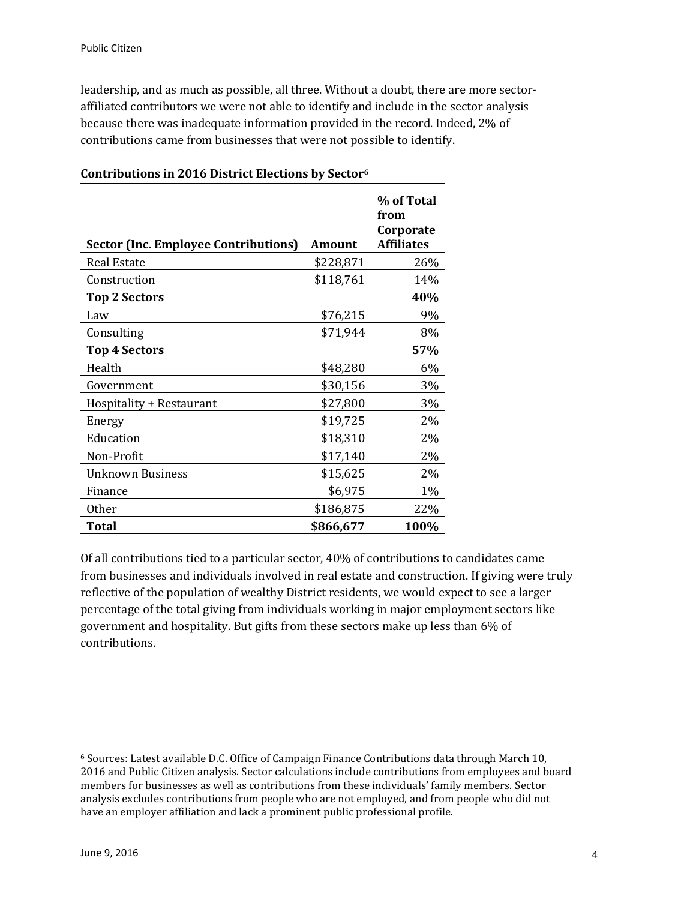leadership, and as much as possible, all three. Without a doubt, there are more sector-affiliated contributors we were not able to identify and include in the sector analysis because there was inadequate information provided in the record. Indeed, 2% of contributions came from businesses that were not possible to identify.

**Contributions in 2016 District Elections by Sector**[6]

| Sector (Inc. Employee Contributions) | Amount | % of Total from Corporate Affiliates |
|---|---:|---:|
| Real Estate | $228,871 | 26% |
| Construction | $118,761 | 14% |
| **Top 2 Sectors** | | **40%** |
| Law | $76,215 | 9% |
| Consulting | $71,944 | 8% |
| **Top 4 Sectors** | | **57%** |
| Health | $48,280 | 6% |
| Government | $30,156 | 3% |
| Hospitality + Restaurant | $27,800 | 3% |
| Energy | $19,725 | 2% |
| Education | $18,310 | 2% |
| Non-Profit | $17,140 | 2% |
| Unknown Business | $15,625 | 2% |
| Finance | $6,975 | 1% |
| Other | $186,875 | 22% |
| **Total** | **$866,677** | **100%** |

Of all contributions tied to a particular sector, 40% of contributions to candidates came from businesses and individuals involved in real estate and construction. If giving were truly reflective of the population of wealthy District residents, we would expect to see a larger percentage of the total giving from individuals working in major employment sectors like government and hospitality. But gifts from these sectors make up less than 6% of contributions.

[6] Sources: Latest available D.C. Office of Campaign Finance Contributions data through March 10, 2016 and Public Citizen analysis. Sector calculations include contributions from employees and board members for businesses as well as contributions from these individuals' family members. Sector analysis excludes contributions from people who are not employed, and from people who did not have an employer affiliation and lack a prominent public professional profile.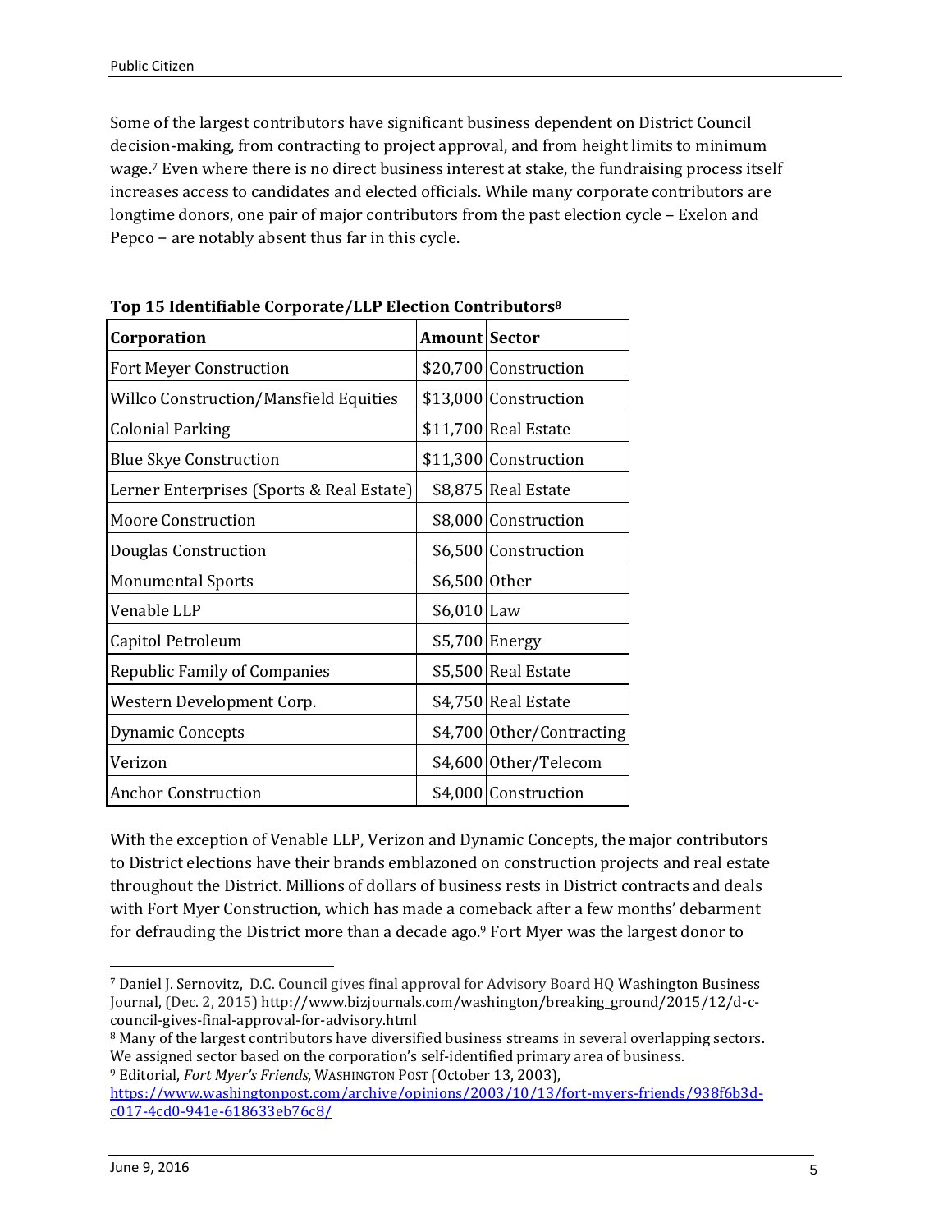Some of the largest contributors have significant business dependent on District Council decision-making, from contracting to project approval, and from height limits to minimum wage.[7] Even where there is no direct business interest at stake, the fundraising process itself increases access to candidates and elected officials. While many corporate contributors are longtime donors, one pair of major contributors from the past election cycle – Exelon and Pepco – are notably absent thus far in this cycle.

**Top 15 Identifiable Corporate/LLP Election Contributors[8]**

| Corporation | Amount | Sector |
|---|---|---|
| Fort Meyer Construction | $20,700 | Construction |
| Willco Construction/Mansfield Equities | $13,000 | Construction |
| Colonial Parking | $11,700 | Real Estate |
| Blue Skye Construction | $11,300 | Construction |
| Lerner Enterprises (Sports & Real Estate) | $8,875 | Real Estate |
| Moore Construction | $8,000 | Construction |
| Douglas Construction | $6,500 | Construction |
| Monumental Sports | $6,500 | Other |
| Venable LLP | $6,010 | Law |
| Capitol Petroleum | $5,700 | Energy |
| Republic Family of Companies | $5,500 | Real Estate |
| Western Development Corp. | $4,750 | Real Estate |
| Dynamic Concepts | $4,700 | Other/Contracting |
| Verizon | $4,600 | Other/Telecom |
| Anchor Construction | $4,000 | Construction |

With the exception of Venable LLP, Verizon and Dynamic Concepts, the major contributors to District elections have their brands emblazoned on construction projects and real estate throughout the District. Millions of dollars of business rests in District contracts and deals with Fort Myer Construction, which has made a comeback after a few months' debarment for defrauding the District more than a decade ago.[9] Fort Myer was the largest donor to

---

[7] Daniel J. Sernovitz, D.C. Council gives final approval for Advisory Board HQ Washington Business Journal, (Dec. 2, 2015) http://www.bizjournals.com/washington/breaking_ground/2015/12/d-c-council-gives-final-approval-for-advisory.html

[8] Many of the largest contributors have diversified business streams in several overlapping sectors. We assigned sector based on the corporation's self-identified primary area of business.

[9] Editorial, *Fort Myer's Friends,* WASHINGTON POST (October 13, 2003), https://www.washingtonpost.com/archive/opinions/2003/10/13/fort-myers-friends/938f6b3d-c017-4cd0-941e-618633eb76c8/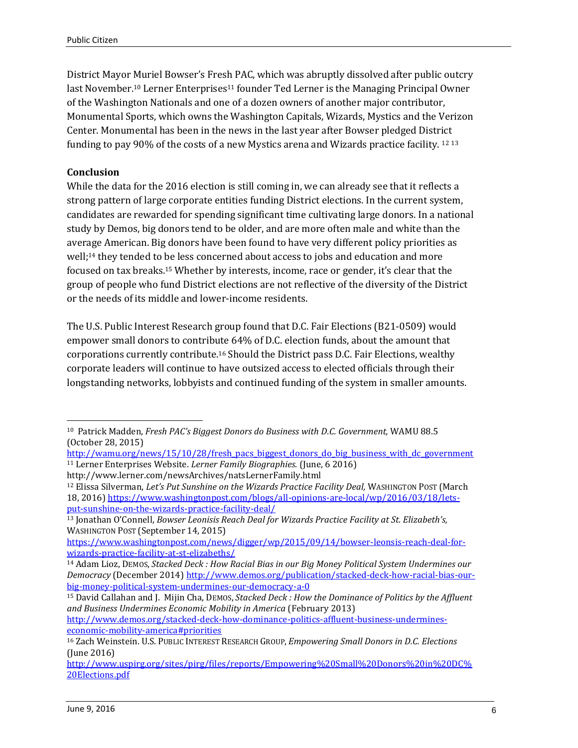District Mayor Muriel Bowser's Fresh PAC, which was abruptly dissolved after public outcry last November.[10] Lerner Enterprises[11] founder Ted Lerner is the Managing Principal Owner of the Washington Nationals and one of a dozen owners of another major contributor, Monumental Sports, which owns the Washington Capitals, Wizards, Mystics and the Verizon Center. Monumental has been in the news in the last year after Bowser pledged District funding to pay 90% of the costs of a new Mystics arena and Wizards practice facility. [12] [13]

**Conclusion**

While the data for the 2016 election is still coming in, we can already see that it reflects a strong pattern of large corporate entities funding District elections. In the current system, candidates are rewarded for spending significant time cultivating large donors. In a national study by Demos, big donors tend to be older, and are more often male and white than the average American. Big donors have been found to have very different policy priorities as well;[14] they tended to be less concerned about access to jobs and education and more focused on tax breaks.[15] Whether by interests, income, race or gender, it's clear that the group of people who fund District elections are not reflective of the diversity of the District or the needs of its middle and lower-income residents.

The U.S. Public Interest Research group found that D.C. Fair Elections (B21-0509) would empower small donors to contribute 64% of D.C. election funds, about the amount that corporations currently contribute.[16] Should the District pass D.C. Fair Elections, wealthy corporate leaders will continue to have outsized access to elected officials through their longstanding networks, lobbyists and continued funding of the system in smaller amounts.

---

[10] Patrick Madden, *Fresh PAC's Biggest Donors do Business with D.C. Government,* WAMU 88.5 (October 28, 2015) http://wamu.org/news/15/10/28/fresh_pacs_biggest_donors_do_big_business_with_dc_government

[11] Lerner Enterprises Website. *Lerner Family Biographies.* (June, 6 2016) http://www.lerner.com/newsArchives/natsLernerFamily.html

[12] Elissa Silverman, *Let's Put Sunshine on the Wizards Practice Facility Deal,* WASHINGTON POST (March 18, 2016) https://www.washingtonpost.com/blogs/all-opinions-are-local/wp/2016/03/18/lets-put-sunshine-on-the-wizards-practice-facility-deal/

[13] Jonathan O'Connell, *Bowser Leonisis Reach Deal for Wizards Practice Facility at St. Elizabeth's,* WASHINGTON POST (September 14, 2015) https://www.washingtonpost.com/news/digger/wp/2015/09/14/bowser-leonsis-reach-deal-for-wizards-practice-facility-at-st-elizabeths/

[14] Adam Lioz, DEMOS, *Stacked Deck : How Racial Bias in our Big Money Political System Undermines our Democracy* (December 2014) http://www.demos.org/publication/stacked-deck-how-racial-bias-our-big-money-political-system-undermines-our-democracy-a-0

[15] David Callahan and J. Mijin Cha, DEMOS, *Stacked Deck : How the Dominance of Politics by the Affluent and Business Undermines Economic Mobility in America* (February 2013) http://www.demos.org/stacked-deck-how-dominance-politics-affluent-business-undermines-economic-mobility-america#priorities

[16] Zach Weinstein. U.S. PUBLIC INTEREST RESEARCH GROUP, *Empowering Small Donors in D.C. Elections* (June 2016) http://www.uspirg.org/sites/pirg/files/reports/Empowering%20Small%20Donors%20in%20DC%20Elections.pdf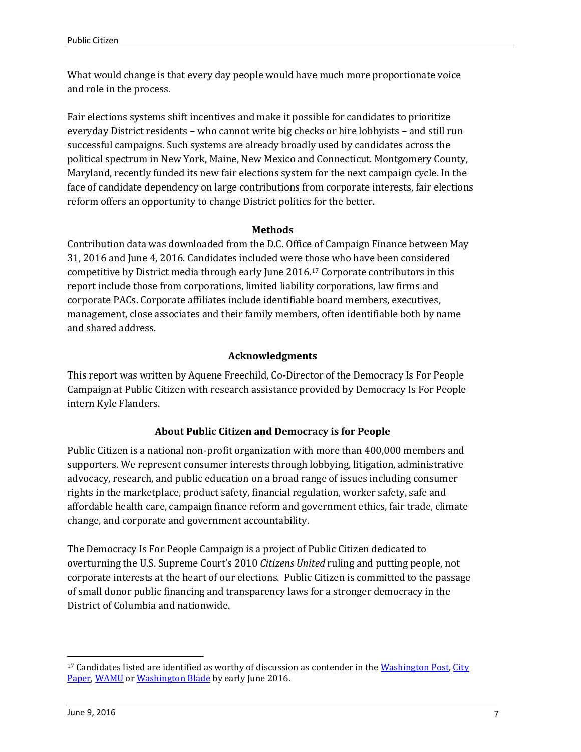What would change is that every day people would have much more proportionate voice and role in the process.

Fair elections systems shift incentives and make it possible for candidates to prioritize everyday District residents – who cannot write big checks or hire lobbyists – and still run successful campaigns. Such systems are already broadly used by candidates across the political spectrum in New York, Maine, New Mexico and Connecticut. Montgomery County, Maryland, recently funded its new fair elections system for the next campaign cycle. In the face of candidate dependency on large contributions from corporate interests, fair elections reform offers an opportunity to change District politics for the better.

## Methods

Contribution data was downloaded from the D.C. Office of Campaign Finance between May 31, 2016 and June 4, 2016. Candidates included were those who have been considered competitive by District media through early June 2016.[17] Corporate contributors in this report include those from corporations, limited liability corporations, law firms and corporate PACs. Corporate affiliates include identifiable board members, executives, management, close associates and their family members, often identifiable both by name and shared address.

## Acknowledgments

This report was written by Aquene Freechild, Co-Director of the Democracy Is For People Campaign at Public Citizen with research assistance provided by Democracy Is For People intern Kyle Flanders.

## About Public Citizen and Democracy is for People

Public Citizen is a national non-profit organization with more than 400,000 members and supporters. We represent consumer interests through lobbying, litigation, administrative advocacy, research, and public education on a broad range of issues including consumer rights in the marketplace, product safety, financial regulation, worker safety, safe and affordable health care, campaign finance reform and government ethics, fair trade, climate change, and corporate and government accountability.

The Democracy Is For People Campaign is a project of Public Citizen dedicated to overturning the U.S. Supreme Court's 2010 *Citizens United* ruling and putting people, not corporate interests at the heart of our elections. Public Citizen is committed to the passage of small donor public financing and transparency laws for a stronger democracy in the District of Columbia and nationwide.

---

[17] Candidates listed are identified as worthy of discussion as contender in the Washington Post, City Paper, WAMU or Washington Blade by early June 2016.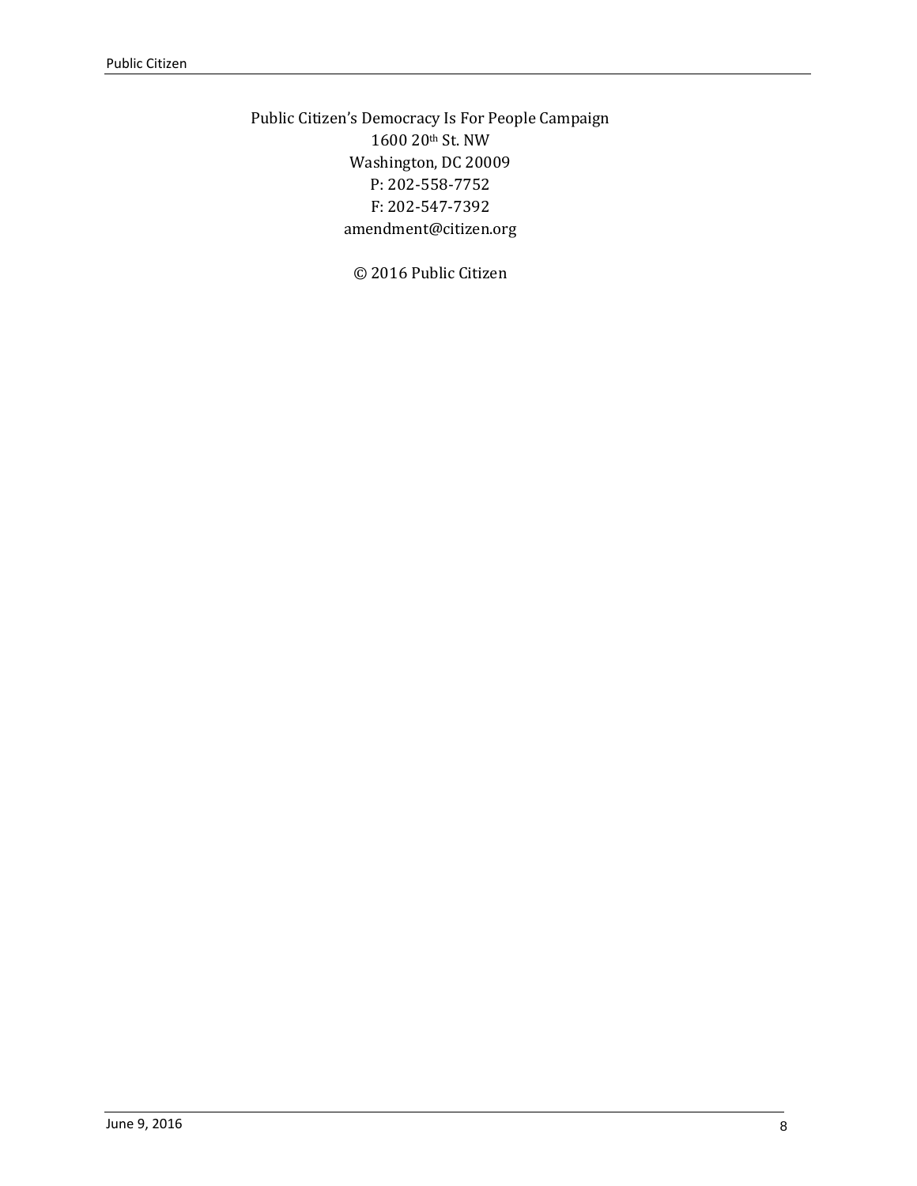Public Citizen's Democracy Is For People Campaign
1600 20th St. NW
Washington, DC 20009
P: 202-558-7752
F: 202-547-7392
amendment@citizen.org

© 2016 Public Citizen